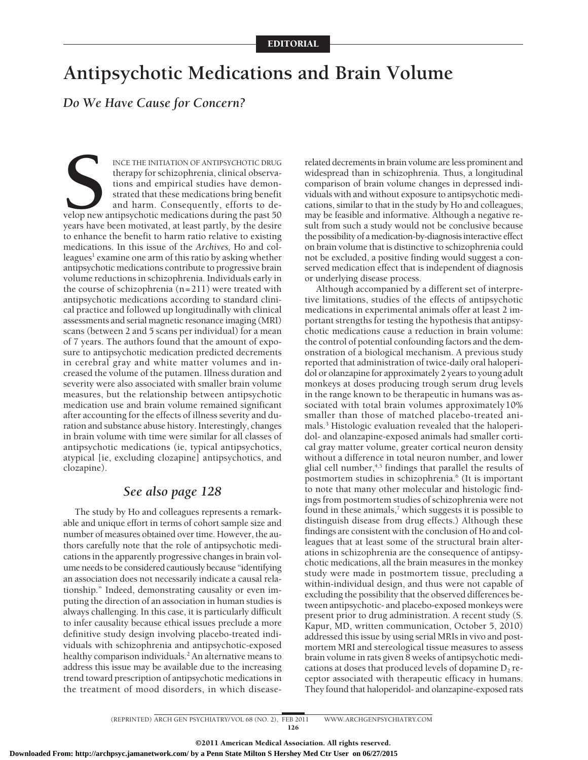EDITORIAL

# Antipsychotic Medications and Brain Volume

## *Do We Have Cause for Concern?*

SINCE THE INITIATION OF ANTIPSYCHOTIC DRUG therapy for schizophrenia, clinical observations and empirical studies have demonstrated that these medications bring benefit and harm. Consequently, efforts to develop new antipsychotic medications during the past 50 years have been motivated, at least partly, by the desire to enhance the benefit to harm ratio relative to existing medications. In this issue of the *Archives,* Ho and colleagues[1] examine one arm of this ratio by asking whether antipsychotic medications contribute to progressive brain volume reductions in schizophrenia. Individuals early in the course of schizophrenia (n=211) were treated with antipsychotic medications according to standard clinical practice and followed up longitudinally with clinical assessments and serial magnetic resonance imaging (MRI) scans (between 2 and 5 scans per individual) for a mean of 7 years. The authors found that the amount of exposure to antipsychotic medication predicted decrements in cerebral gray and white matter volumes and increased the volume of the putamen. Illness duration and severity were also associated with smaller brain volume measures, but the relationship between antipsychotic medication use and brain volume remained significant after accounting for the effects of illness severity and duration and substance abuse history. Interestingly, changes in brain volume with time were similar for all classes of antipsychotic medications (ie, typical antipsychotics, atypical [ie, excluding clozapine] antipsychotics, and clozapine).

### *See also page 128*

The study by Ho and colleagues represents a remarkable and unique effort in terms of cohort sample size and number of measures obtained over time. However, the authors carefully note that the role of antipsychotic medications in the apparently progressive changes in brain volume needs to be considered cautiously because "identifying an association does not necessarily indicate a causal relationship." Indeed, demonstrating causality or even imputing the direction of an association in human studies is always challenging. In this case, it is particularly difficult to infer causality because ethical issues preclude a more definitive study design involving placebo-treated individuals with schizophrenia and antipsychotic-exposed healthy comparison individuals.[2] An alternative means to address this issue may be available due to the increasing trend toward prescription of antipsychotic medications in the treatment of mood disorders, in which disease-related decrements in brain volume are less prominent and widespread than in schizophrenia. Thus, a longitudinal comparison of brain volume changes in depressed individuals with and without exposure to antipsychotic medications, similar to that in the study by Ho and colleagues, may be feasible and informative. Although a negative result from such a study would not be conclusive because the possibility of a medication-by-diagnosis interactive effect on brain volume that is distinctive to schizophrenia could not be excluded, a positive finding would suggest a conserved medication effect that is independent of diagnosis or underlying disease process.

Although accompanied by a different set of interpretive limitations, studies of the effects of antipsychotic medications in experimental animals offer at least 2 important strengths for testing the hypothesis that antipsychotic medications cause a reduction in brain volume: the control of potential confounding factors and the demonstration of a biological mechanism. A previous study reported that administration of twice-daily oral haloperidol or olanzapine for approximately 2 years to young adult monkeys at doses producing trough serum drug levels in the range known to be therapeutic in humans was associated with total brain volumes approximately 10% smaller than those of matched placebo-treated animals.[3] Histologic evaluation revealed that the haloperidol- and olanzapine-exposed animals had smaller cortical gray matter volume, greater cortical neuron density without a difference in total neuron number, and lower glial cell number,[4,5] findings that parallel the results of postmortem studies in schizophrenia.[6] (It is important to note that many other molecular and histologic findings from postmortem studies of schizophrenia were not found in these animals,[7] which suggests it is possible to distinguish disease from drug effects.) Although these findings are consistent with the conclusion of Ho and colleagues that at least some of the structural brain alterations in schizophrenia are the consequence of antipsychotic medications, all the brain measures in the monkey study were made in postmortem tissue, precluding a within-individual design, and thus were not capable of excluding the possibility that the observed differences between antipsychotic- and placebo-exposed monkeys were present prior to drug administration. A recent study (S. Kapur, MD, written communication, October 5, 2010) addressed this issue by using serial MRIs in vivo and postmortem MRI and stereological tissue measures to assess brain volume in rats given 8 weeks of antipsychotic medications at doses that produced levels of dopamine $D_2$ receptor associated with therapeutic efficacy in humans. They found that haloperidol- and olanzapine-exposed rats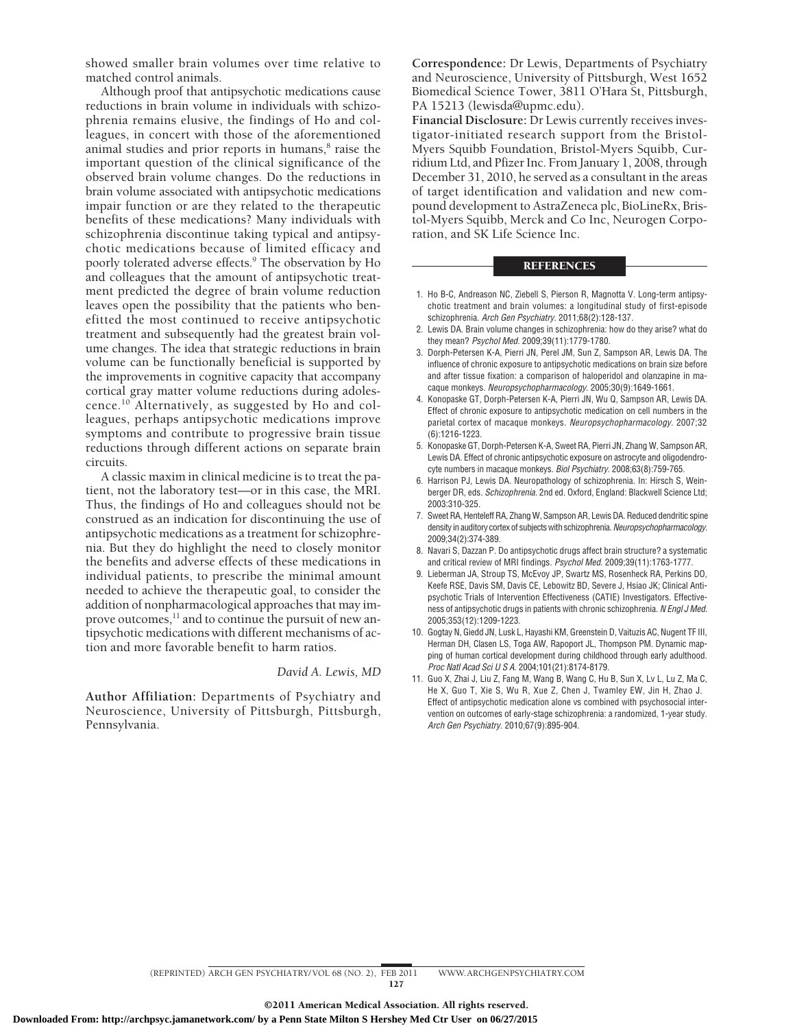showed smaller brain volumes over time relative to matched control animals.

Although proof that antipsychotic medications cause reductions in brain volume in individuals with schizophrenia remains elusive, the findings of Ho and colleagues, in concert with those of the aforementioned animal studies and prior reports in humans,[8] raise the important question of the clinical significance of the observed brain volume changes. Do the reductions in brain volume associated with antipsychotic medications impair function or are they related to the therapeutic benefits of these medications? Many individuals with schizophrenia discontinue taking typical and antipsychotic medications because of limited efficacy and poorly tolerated adverse effects.[9] The observation by Ho and colleagues that the amount of antipsychotic treatment predicted the degree of brain volume reduction leaves open the possibility that the patients who benefitted the most continued to receive antipsychotic treatment and subsequently had the greatest brain volume changes. The idea that strategic reductions in brain volume can be functionally beneficial is supported by the improvements in cognitive capacity that accompany cortical gray matter volume reductions during adolescence.[10] Alternatively, as suggested by Ho and colleagues, perhaps antipsychotic medications improve symptoms and contribute to progressive brain tissue reductions through different actions on separate brain circuits.

A classic maxim in clinical medicine is to treat the patient, not the laboratory test—or in this case, the MRI. Thus, the findings of Ho and colleagues should not be construed as an indication for discontinuing the use of antipsychotic medications as a treatment for schizophrenia. But they do highlight the need to closely monitor the benefits and adverse effects of these medications in individual patients, to prescribe the minimal amount needed to achieve the therapeutic goal, to consider the addition of nonpharmacological approaches that may improve outcomes,[11] and to continue the pursuit of new antipsychotic medications with different mechanisms of action and more favorable benefit to harm ratios.

*David A. Lewis, MD*

**Author Affiliation:** Departments of Psychiatry and Neuroscience, University of Pittsburgh, Pittsburgh, Pennsylvania.

**Correspondence:** Dr Lewis, Departments of Psychiatry and Neuroscience, University of Pittsburgh, West 1652 Biomedical Science Tower, 3811 O'Hara St, Pittsburgh, PA 15213 (lewisda@upmc.edu).

**Financial Disclosure:** Dr Lewis currently receives investigator-initiated research support from the Bristol-Myers Squibb Foundation, Bristol-Myers Squibb, Curridium Ltd, and Pfizer Inc. From January 1, 2008, through December 31, 2010, he served as a consultant in the areas of target identification and validation and new compound development to AstraZeneca plc, BioLineRx, Bristol-Myers Squibb, Merck and Co Inc, Neurogen Corporation, and SK Life Science Inc.

## REFERENCES

1. Ho B-C, Andreason NC, Ziebell S, Pierson R, Magnotta V. Long-term antipsychotic treatment and brain volumes: a longitudinal study of first-episode schizophrenia. *Arch Gen Psychiatry*. 2011;68(2):128-137.
2. Lewis DA. Brain volume changes in schizophrenia: how do they arise? what do they mean? *Psychol Med*. 2009;39(11):1779-1780.
3. Dorph-Petersen K-A, Pierri JN, Perel JM, Sun Z, Sampson AR, Lewis DA. The influence of chronic exposure to antipsychotic medications on brain size before and after tissue fixation: a comparison of haloperidol and olanzapine in macaque monkeys. *Neuropsychopharmacology*. 2005;30(9):1649-1661.
4. Konopaske GT, Dorph-Petersen K-A, Pierri JN, Wu Q, Sampson AR, Lewis DA. Effect of chronic exposure to antipsychotic medication on cell numbers in the parietal cortex of macaque monkeys. *Neuropsychopharmacology*. 2007;32(6):1216-1223.
5. Konopaske GT, Dorph-Petersen K-A, Sweet RA, Pierri JN, Zhang W, Sampson AR, Lewis DA. Effect of chronic antipsychotic exposure on astrocyte and oligodendrocyte numbers in macaque monkeys. *Biol Psychiatry*. 2008;63(8):759-765.
6. Harrison PJ, Lewis DA. Neuropathology of schizophrenia. In: Hirsch S, Weinberger DR, eds. *Schizophrenia*. 2nd ed. Oxford, England: Blackwell Science Ltd; 2003:310-325.
7. Sweet RA, Henteleff RA, Zhang W, Sampson AR, Lewis DA. Reduced dendritic spine density in auditory cortex of subjects with schizophrenia. *Neuropsychopharmacology*. 2009;34(2):374-389.
8. Navari S, Dazzan P. Do antipsychotic drugs affect brain structure? a systematic and critical review of MRI findings. *Psychol Med*. 2009;39(11):1763-1777.
9. Lieberman JA, Stroup TS, McEvoy JP, Swartz MS, Rosenheck RA, Perkins DO, Keefe RSE, Davis SM, Davis CE, Lebowitz BD, Severe J, Hsiao JK; Clinical Antipsychotic Trials of Intervention Effectiveness (CATIE) Investigators. Effectiveness of antipsychotic drugs in patients with chronic schizophrenia. *N Engl J Med*. 2005;353(12):1209-1223.
10. Gogtay N, Giedd JN, Lusk L, Hayashi KM, Greenstein D, Vaituzis AC, Nugent TF III, Herman DH, Clasen LS, Toga AW, Rapoport JL, Thompson PM. Dynamic mapping of human cortical development during childhood through early adulthood. *Proc Natl Acad Sci U S A*. 2004;101(21):8174-8179.
11. Guo X, Zhai J, Liu Z, Fang M, Wang B, Wang C, Hu B, Sun X, Lv L, Lu Z, Ma C, He X, Guo T, Xie S, Wu R, Xue Z, Chen J, Twamley EW, Jin H, Zhao J. Effect of antipsychotic medication alone vs combined with psychosocial intervention on outcomes of early-stage schizophrenia: a randomized, 1-year study. *Arch Gen Psychiatry*. 2010;67(9):895-904.